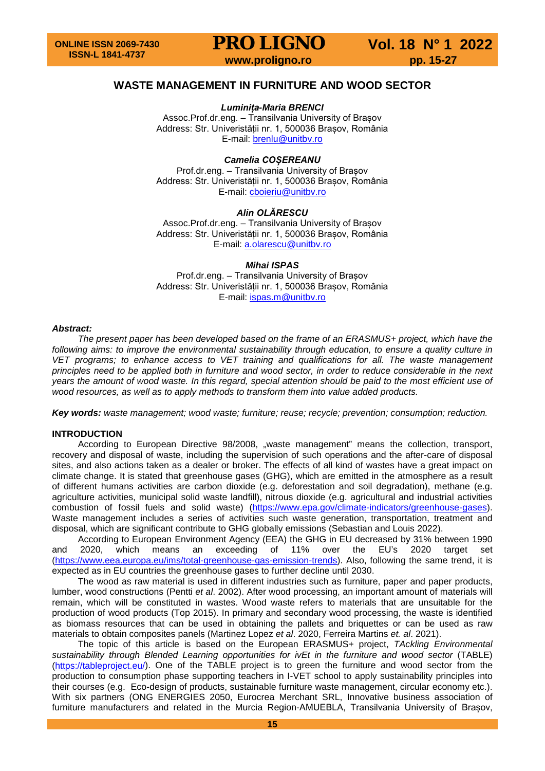# WASTE MANAGEMENT IN FURNITURE AND WOOD SECTOR

***Luminița-Maria BRENCI***
Assoc.Prof.dr.eng. – Transilvania University of Brașov
Address: Str. Univeristății nr. 1, 500036 Brașov, România
E-mail: brenlu@unitbv.ro

***Camelia COȘEREANU***
Prof.dr.eng. – Transilvania University of Brașov
Address: Str. Univeristății nr. 1, 500036 Brașov, România
E-mail: cboieriu@unitbv.ro

***Alin OLĂRESCU***
Assoc.Prof.dr.eng. – Transilvania University of Brașov
Address: Str. Univeristății nr. 1, 500036 Brașov, România
E-mail: a.olarescu@unitbv.ro

***Mihai ISPAS***
Prof.dr.eng. – Transilvania University of Brașov
Address: Str. Univeristății nr. 1, 500036 Brașov, România
E-mail: ispas.m@unitbv.ro

***Abstract:***

*The present paper has been developed based on the frame of an ERASMUS+ project, which have the following aims: to improve the environmental sustainability through education, to ensure a quality culture in VET programs; to enhance access to VET training and qualifications for all. The waste management principles need to be applied both in furniture and wood sector, in order to reduce considerable in the next years the amount of wood waste. In this regard, special attention should be paid to the most efficient use of wood resources, as well as to apply methods to transform them into value added products.*

**Key words:** *waste management; wood waste; furniture; reuse; recycle; prevention; consumption; reduction.*

## INTRODUCTION

According to European Directive 98/2008, „waste management" means the collection, transport, recovery and disposal of waste, including the supervision of such operations and the after-care of disposal sites, and also actions taken as a dealer or broker. The effects of all kind of wastes have a great impact on climate change. It is stated that greenhouse gases (GHG), which are emitted in the atmosphere as a result of different humans activities are carbon dioxide (e.g. deforestation and soil degradation), methane (e.g. agriculture activities, municipal solid waste landfill), nitrous dioxide (e.g. agricultural and industrial activities combustion of fossil fuels and solid waste) (https://www.epa.gov/climate-indicators/greenhouse-gases). Waste management includes a series of activities such waste generation, transportation, treatment and disposal, which are significant contribute to GHG globally emissions (Sebastian and Louis 2022).

According to European Environment Agency (EEA) the GHG in EU decreased by 31% between 1990 and 2020, which means an exceeding of 11% over the EU's 2020 target set (https://www.eea.europa.eu/ims/total-greenhouse-gas-emission-trends). Also, following the same trend, it is expected as in EU countries the greenhouse gases to further decline until 2030.

The wood as raw material is used in different industries such as furniture, paper and paper products, lumber, wood constructions (Pentti *et al*. 2002). After wood processing, an important amount of materials will remain, which will be constituted in wastes. Wood waste refers to materials that are unsuitable for the production of wood products (Top 2015). In primary and secondary wood processing, the waste is identified as biomass resources that can be used in obtaining the pallets and briquettes or can be used as raw materials to obtain composites panels (Martinez Lopez *et al*. 2020, Ferreira Martins *et. al*. 2021).

The topic of this article is based on the European ERASMUS+ project, *TAckling Environmental sustainability through Blended Learning opportunities for ivEt in the furniture and wood sector* (TABLE) (https://tableproject.eu/). One of the TABLE project is to green the furniture and wood sector from the production to consumption phase supporting teachers in I-VET school to apply sustainability principles into their courses (e.g. Eco-design of products, sustainable furniture waste management, circular economy etc.). With six partners (ONG ENERGIES 2050, Eurocrea Merchant SRL, Innovative business association of furniture manufacturers and related in the Murcia Region-AMUEBLA, Transilvania University of Brașov,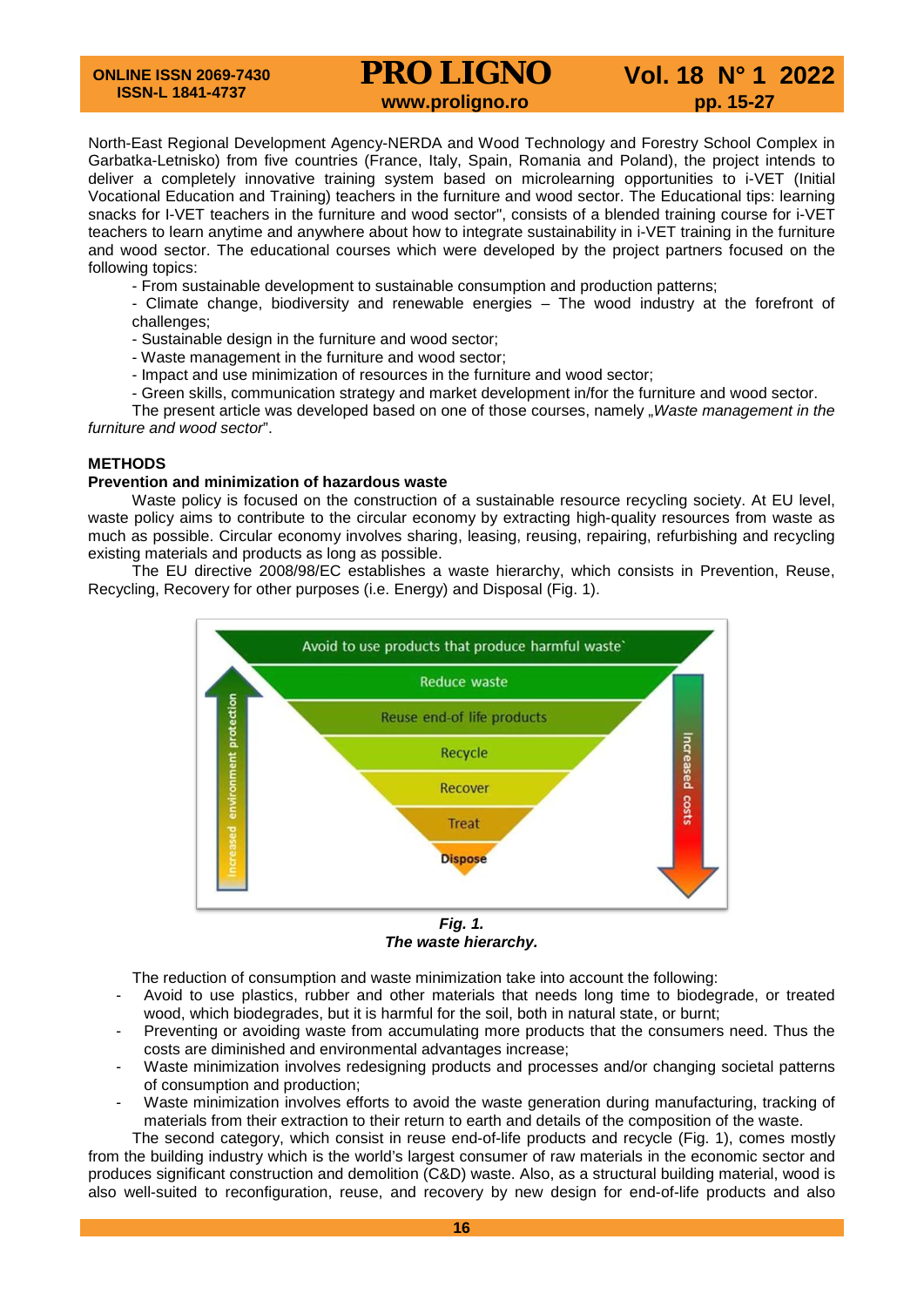North-East Regional Development Agency-NERDA and Wood Technology and Forestry School Complex in Garbatka-Letnisko) from five countries (France, Italy, Spain, Romania and Poland), the project intends to deliver a completely innovative training system based on microlearning opportunities to i-VET (Initial Vocational Education and Training) teachers in the furniture and wood sector. The Educational tips: learning snacks for I-VET teachers in the furniture and wood sector", consists of a blended training course for i-VET teachers to learn anytime and anywhere about how to integrate sustainability in i-VET training in the furniture and wood sector. The educational courses which were developed by the project partners focused on the following topics:

- From sustainable development to sustainable consumption and production patterns;
- Climate change, biodiversity and renewable energies – The wood industry at the forefront of challenges;
- Sustainable design in the furniture and wood sector;
- Waste management in the furniture and wood sector;
- Impact and use minimization of resources in the furniture and wood sector;
- Green skills, communication strategy and market development in/for the furniture and wood sector.

The present article was developed based on one of those courses, namely „*Waste management in the furniture and wood sector*".

## METHODS

### Prevention and minimization of hazardous waste

Waste policy is focused on the construction of a sustainable resource recycling society. At EU level, waste policy aims to contribute to the circular economy by extracting high-quality resources from waste as much as possible. Circular economy involves sharing, leasing, reusing, repairing, refurbishing and recycling existing materials and products as long as possible.

The EU directive 2008/98/EC establishes a waste hierarchy, which consists in Prevention, Reuse, Recycling, Recovery for other purposes (i.e. Energy) and Disposal (Fig. 1).

***Fig. 1.***
***The waste hierarchy.***

The reduction of consumption and waste minimization take into account the following:

- Avoid to use plastics, rubber and other materials that needs long time to biodegrade, or treated wood, which biodegrades, but it is harmful for the soil, both in natural state, or burnt;
- Preventing or avoiding waste from accumulating more products that the consumers need. Thus the costs are diminished and environmental advantages increase;
- Waste minimization involves redesigning products and processes and/or changing societal patterns of consumption and production;
- Waste minimization involves efforts to avoid the waste generation during manufacturing, tracking of materials from their extraction to their return to earth and details of the composition of the waste.

The second category, which consist in reuse end-of-life products and recycle (Fig. 1), comes mostly from the building industry which is the world's largest consumer of raw materials in the economic sector and produces significant construction and demolition (C&D) waste. Also, as a structural building material, wood is also well-suited to reconfiguration, reuse, and recovery by new design for end-of-life products and also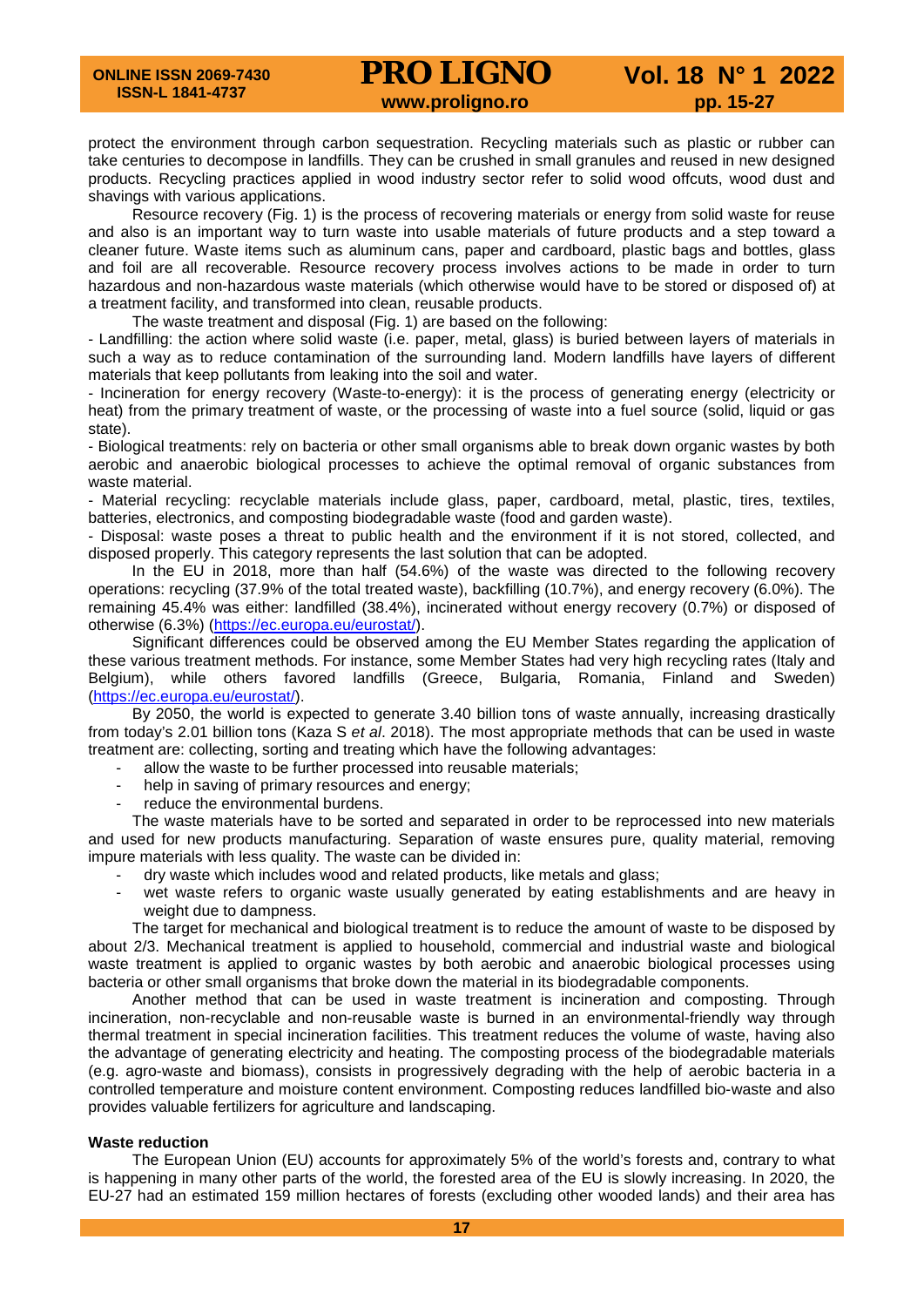protect the environment through carbon sequestration. Recycling materials such as plastic or rubber can take centuries to decompose in landfills. They can be crushed in small granules and reused in new designed products. Recycling practices applied in wood industry sector refer to solid wood offcuts, wood dust and shavings with various applications.

Resource recovery (Fig. 1) is the process of recovering materials or energy from solid waste for reuse and also is an important way to turn waste into usable materials of future products and a step toward a cleaner future. Waste items such as aluminum cans, paper and cardboard, plastic bags and bottles, glass and foil are all recoverable. Resource recovery process involves actions to be made in order to turn hazardous and non-hazardous waste materials (which otherwise would have to be stored or disposed of) at a treatment facility, and transformed into clean, reusable products.

The waste treatment and disposal (Fig. 1) are based on the following:

- Landfilling: the action where solid waste (i.e. paper, metal, glass) is buried between layers of materials in such a way as to reduce contamination of the surrounding land. Modern landfills have layers of different materials that keep pollutants from leaking into the soil and water.
- Incineration for energy recovery (Waste-to-energy): it is the process of generating energy (electricity or heat) from the primary treatment of waste, or the processing of waste into a fuel source (solid, liquid or gas state).
- Biological treatments: rely on bacteria or other small organisms able to break down organic wastes by both aerobic and anaerobic biological processes to achieve the optimal removal of organic substances from waste material.
- Material recycling: recyclable materials include glass, paper, cardboard, metal, plastic, tires, textiles, batteries, electronics, and composting biodegradable waste (food and garden waste).
- Disposal: waste poses a threat to public health and the environment if it is not stored, collected, and disposed properly. This category represents the last solution that can be adopted.

In the EU in 2018, more than half (54.6%) of the waste was directed to the following recovery operations: recycling (37.9% of the total treated waste), backfilling (10.7%), and energy recovery (6.0%). The remaining 45.4% was either: landfilled (38.4%), incinerated without energy recovery (0.7%) or disposed of otherwise (6.3%) (https://ec.europa.eu/eurostat/).

Significant differences could be observed among the EU Member States regarding the application of these various treatment methods. For instance, some Member States had very high recycling rates (Italy and Belgium), while others favored landfills (Greece, Bulgaria, Romania, Finland and Sweden) (https://ec.europa.eu/eurostat/).

By 2050, the world is expected to generate 3.40 billion tons of waste annually, increasing drastically from today's 2.01 billion tons (Kaza S *et al*. 2018). The most appropriate methods that can be used in waste treatment are: collecting, sorting and treating which have the following advantages:

- allow the waste to be further processed into reusable materials;
- help in saving of primary resources and energy;
- reduce the environmental burdens.

The waste materials have to be sorted and separated in order to be reprocessed into new materials and used for new products manufacturing. Separation of waste ensures pure, quality material, removing impure materials with less quality. The waste can be divided in:

- dry waste which includes wood and related products, like metals and glass;
- wet waste refers to organic waste usually generated by eating establishments and are heavy in weight due to dampness.

The target for mechanical and biological treatment is to reduce the amount of waste to be disposed by about 2/3. Mechanical treatment is applied to household, commercial and industrial waste and biological waste treatment is applied to organic wastes by both aerobic and anaerobic biological processes using bacteria or other small organisms that broke down the material in its biodegradable components.

Another method that can be used in waste treatment is incineration and composting. Through incineration, non-recyclable and non-reusable waste is burned in an environmental-friendly way through thermal treatment in special incineration facilities. This treatment reduces the volume of waste, having also the advantage of generating electricity and heating. The composting process of the biodegradable materials (e.g. agro-waste and biomass), consists in progressively degrading with the help of aerobic bacteria in a controlled temperature and moisture content environment. Composting reduces landfilled bio-waste and also provides valuable fertilizers for agriculture and landscaping.

**Waste reduction**

The European Union (EU) accounts for approximately 5% of the world's forests and, contrary to what is happening in many other parts of the world, the forested area of the EU is slowly increasing. In 2020, the EU-27 had an estimated 159 million hectares of forests (excluding other wooded lands) and their area has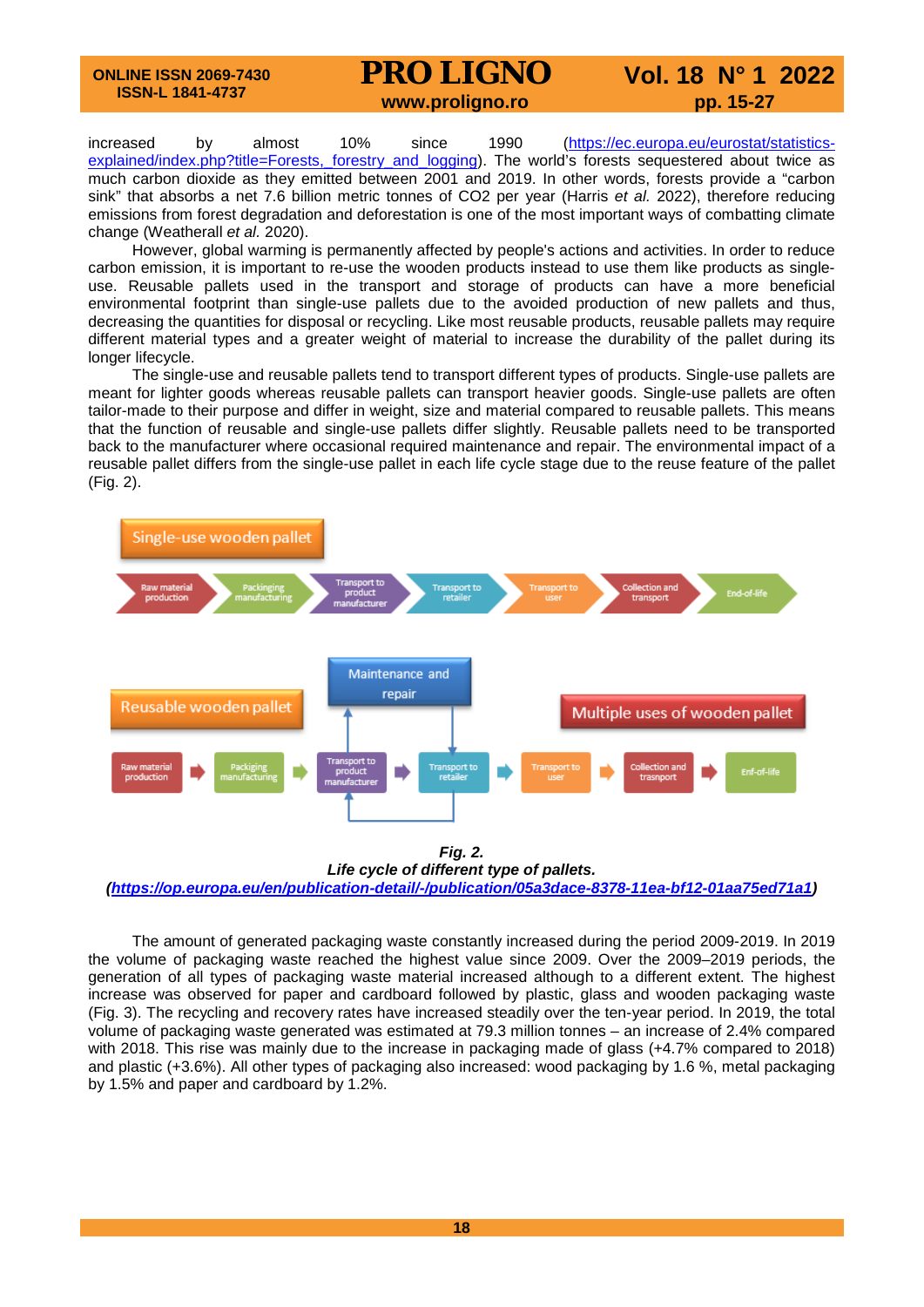increased by almost 10% since 1990 (https://ec.europa.eu/eurostat/statistics-explained/index.php?title=Forests,_forestry_and_logging). The world's forests sequestered about twice as much carbon dioxide as they emitted between 2001 and 2019. In other words, forests provide a "carbon sink" that absorbs a net 7.6 billion metric tonnes of $CO_2$ per year (Harris *et al.* 2022), therefore reducing emissions from forest degradation and deforestation is one of the most important ways of combatting climate change (Weatherall *et al.* 2020).

However, global warming is permanently affected by people's actions and activities. In order to reduce carbon emission, it is important to re-use the wooden products instead to use them like products as single-use. Reusable pallets used in the transport and storage of products can have a more beneficial environmental footprint than single-use pallets due to the avoided production of new pallets and thus, decreasing the quantities for disposal or recycling. Like most reusable products, reusable pallets may require different material types and a greater weight of material to increase the durability of the pallet during its longer lifecycle.

The single-use and reusable pallets tend to transport different types of products. Single-use pallets are meant for lighter goods whereas reusable pallets can transport heavier goods. Single-use pallets are often tailor-made to their purpose and differ in weight, size and material compared to reusable pallets. This means that the function of reusable and single-use pallets differ slightly. Reusable pallets need to be transported back to the manufacturer where occasional required maintenance and repair. The environmental impact of a reusable pallet differs from the single-use pallet in each life cycle stage due to the reuse feature of the pallet (Fig. 2).

***Fig. 2.***
***Life cycle of different type of pallets.***
***(https://op.europa.eu/en/publication-detail/-/publication/05a3dace-8378-11ea-bf12-01aa75ed71a1)***

The amount of generated packaging waste constantly increased during the period 2009-2019. In 2019 the volume of packaging waste reached the highest value since 2009. Over the 2009–2019 periods, the generation of all types of packaging waste material increased although to a different extent. The highest increase was observed for paper and cardboard followed by plastic, glass and wooden packaging waste (Fig. 3). The recycling and recovery rates have increased steadily over the ten-year period. In 2019, the total volume of packaging waste generated was estimated at 79.3 million tonnes – an increase of 2.4% compared with 2018. This rise was mainly due to the increase in packaging made of glass (+4.7% compared to 2018) and plastic (+3.6%). All other types of packaging also increased: wood packaging by 1.6 %, metal packaging by 1.5% and paper and cardboard by 1.2%.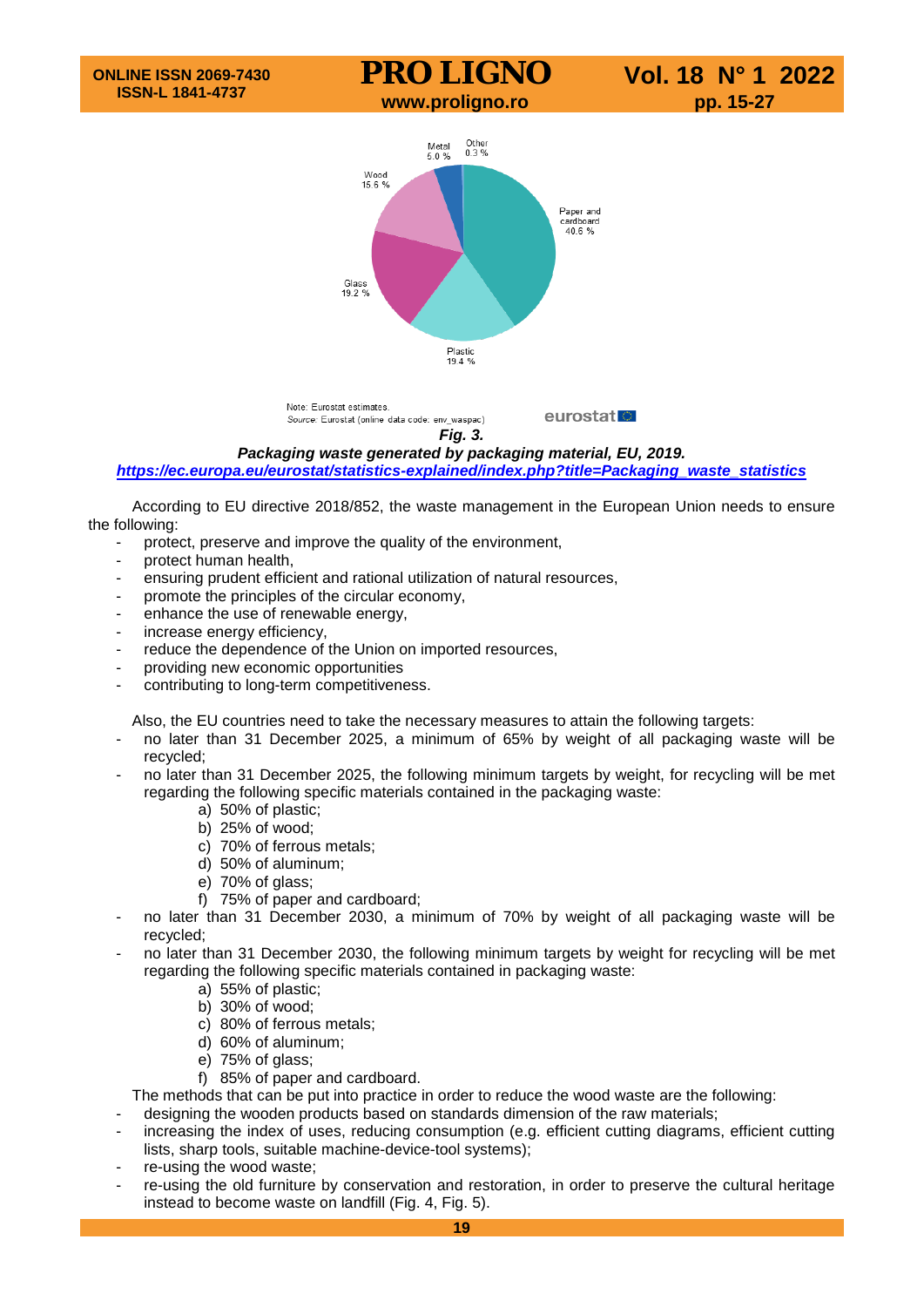Metal 5.0 %

Other 0.3 %

Wood 15.6 %

Paper and cardboard 40.6 %

Glass 19.2 %

Plastic 19.4 %

Note: Eurostat estimates.
Source: Eurostat (online data code: env_waspac)

eurostat

***Fig. 3.***
***Packaging waste generated by packaging material, EU, 2019.***
***https://ec.europa.eu/eurostat/statistics-explained/index.php?title=Packaging_waste_statistics***

According to EU directive 2018/852, the waste management in the European Union needs to ensure the following:

- protect, preserve and improve the quality of the environment,
- protect human health,
- ensuring prudent efficient and rational utilization of natural resources,
- promote the principles of the circular economy,
- enhance the use of renewable energy,
- increase energy efficiency,
- reduce the dependence of the Union on imported resources,
- providing new economic opportunities
- contributing to long-term competitiveness.

Also, the EU countries need to take the necessary measures to attain the following targets:

- no later than 31 December 2025, a minimum of 65% by weight of all packaging waste will be recycled;
- no later than 31 December 2025, the following minimum targets by weight, for recycling will be met regarding the following specific materials contained in the packaging waste:
  a) 50% of plastic;
  b) 25% of wood;
  c) 70% of ferrous metals;
  d) 50% of aluminum;
  e) 70% of glass;
  f) 75% of paper and cardboard;
- no later than 31 December 2030, a minimum of 70% by weight of all packaging waste will be recycled;
- no later than 31 December 2030, the following minimum targets by weight for recycling will be met regarding the following specific materials contained in packaging waste:
  a) 55% of plastic;
  b) 30% of wood;
  c) 80% of ferrous metals;
  d) 60% of aluminum;
  e) 75% of glass;
  f) 85% of paper and cardboard.

The methods that can be put into practice in order to reduce the wood waste are the following:

- designing the wooden products based on standards dimension of the raw materials;
- increasing the index of uses, reducing consumption (e.g. efficient cutting diagrams, efficient cutting lists, sharp tools, suitable machine-device-tool systems);
- re-using the wood waste;
- re-using the old furniture by conservation and restoration, in order to preserve the cultural heritage instead to become waste on landfill (Fig. 4, Fig. 5).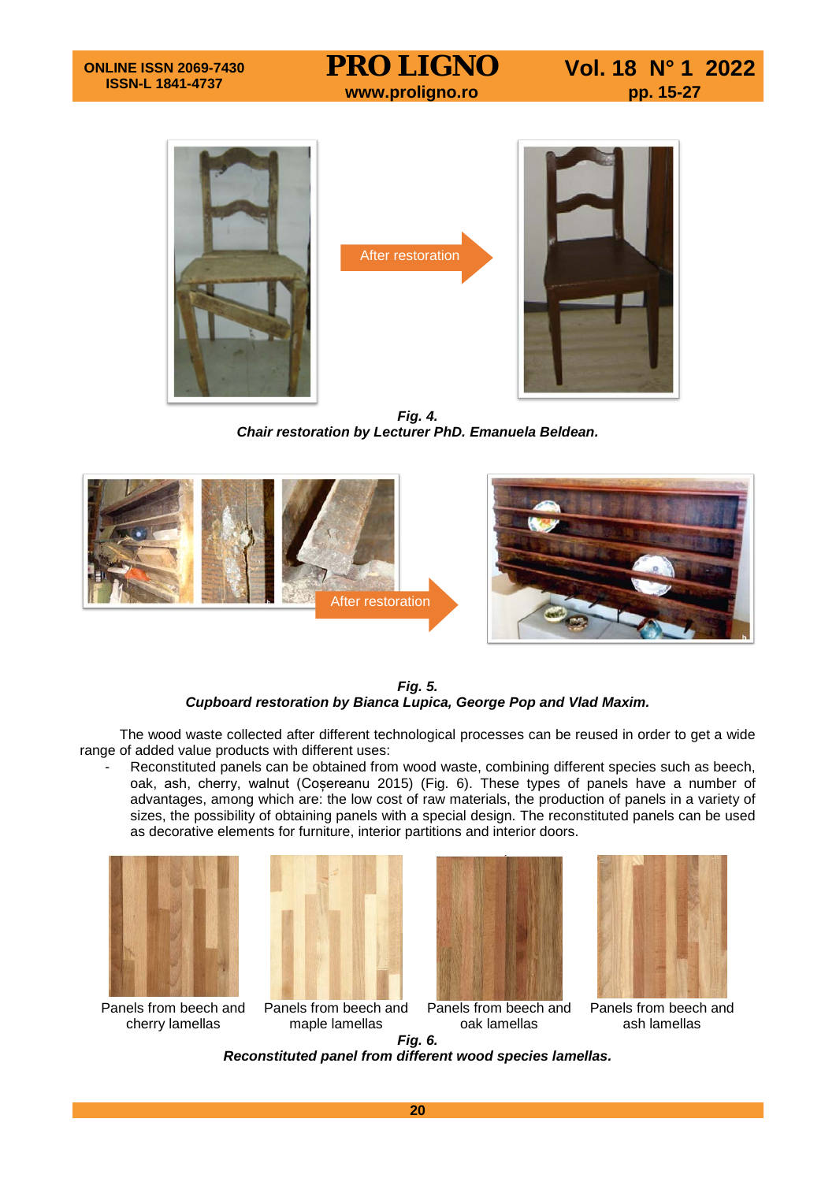After restoration

***Fig. 4.***
***Chair restoration by Lecturer PhD. Emanuela Beldean.***

After restoration

***Fig. 5.***
***Cupboard restoration by Bianca Lupica, George Pop and Vlad Maxim.***

The wood waste collected after different technological processes can be reused in order to get a wide range of added value products with different uses:

- Reconstituted panels can be obtained from wood waste, combining different species such as beech, oak, ash, cherry, walnut (Coșereanu 2015) (Fig. 6). These types of panels have a number of advantages, among which are: the low cost of raw materials, the production of panels in a variety of sizes, the possibility of obtaining panels with a special design. The reconstituted panels can be used as decorative elements for furniture, interior partitions and interior doors.

Panels from beech and cherry lamellas

Panels from beech and maple lamellas

Panels from beech and oak lamellas

Panels from beech and ash lamellas

***Fig. 6.***
***Reconstituted panel from different wood species lamellas.***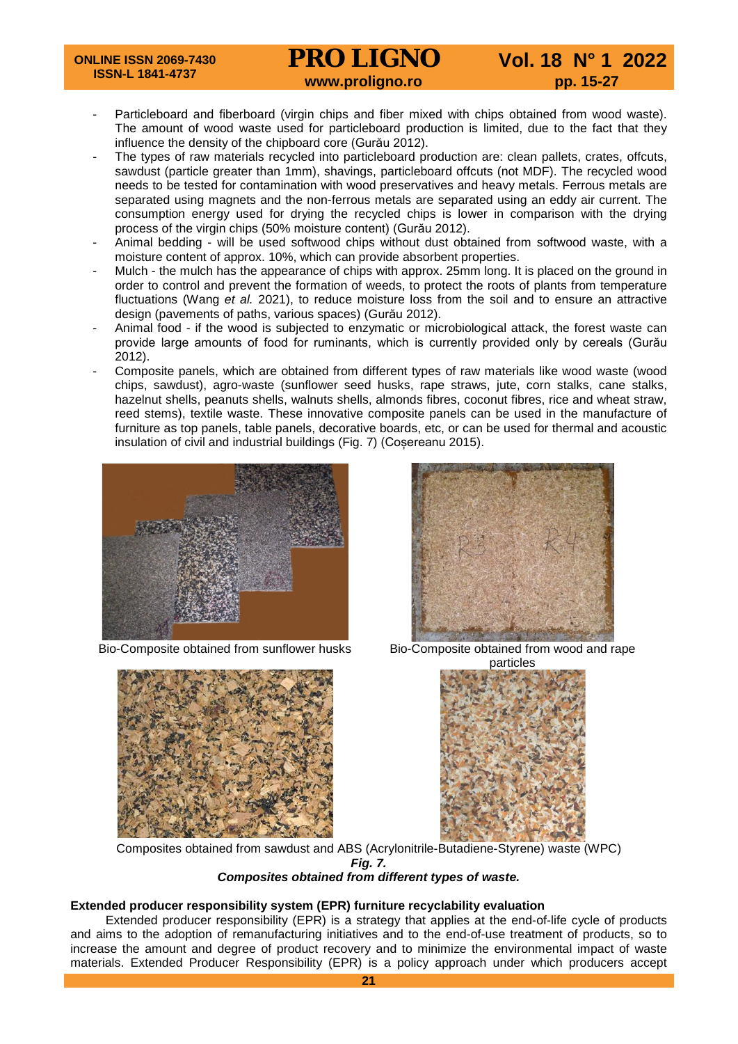- Particleboard and fiberboard (virgin chips and fiber mixed with chips obtained from wood waste). The amount of wood waste used for particleboard production is limited, due to the fact that they influence the density of the chipboard core (Gurău 2012).
- The types of raw materials recycled into particleboard production are: clean pallets, crates, offcuts, sawdust (particle greater than 1mm), shavings, particleboard offcuts (not MDF). The recycled wood needs to be tested for contamination with wood preservatives and heavy metals. Ferrous metals are separated using magnets and the non-ferrous metals are separated using an eddy air current. The consumption energy used for drying the recycled chips is lower in comparison with the drying process of the virgin chips (50% moisture content) (Gurău 2012).
- Animal bedding - will be used softwood chips without dust obtained from softwood waste, with a moisture content of approx. 10%, which can provide absorbent properties.
- Mulch - the mulch has the appearance of chips with approx. 25mm long. It is placed on the ground in order to control and prevent the formation of weeds, to protect the roots of plants from temperature fluctuations (Wang *et al.* 2021), to reduce moisture loss from the soil and to ensure an attractive design (pavements of paths, various spaces) (Gurău 2012).
- Animal food - if the wood is subjected to enzymatic or microbiological attack, the forest waste can provide large amounts of food for ruminants, which is currently provided only by cereals (Gurău 2012).
- Composite panels, which are obtained from different types of raw materials like wood waste (wood chips, sawdust), agro-waste (sunflower seed husks, rape straws, jute, corn stalks, cane stalks, hazelnut shells, peanuts shells, walnuts shells, almonds fibres, coconut fibres, rice and wheat straw, reed stems), textile waste. These innovative composite panels can be used in the manufacture of furniture as top panels, table panels, decorative boards, etc, or can be used for thermal and acoustic insulation of civil and industrial buildings (Fig. 7) (Coșereanu 2015).

Bio-Composite obtained from sunflower husks

Bio-Composite obtained from wood and rape particles

Composites obtained from sawdust and ABS (Acrylonitrile-Butadiene-Styrene) waste (WPC)

***Fig. 7.***
***Composites obtained from different types of waste.***

**Extended producer responsibility system (EPR) furniture recyclability evaluation**

Extended producer responsibility (EPR) is a strategy that applies at the end-of-life cycle of products and aims to the adoption of remanufacturing initiatives and to the end-of-use treatment of products, so to increase the amount and degree of product recovery and to minimize the environmental impact of waste materials. Extended Producer Responsibility (EPR) is a policy approach under which producers accept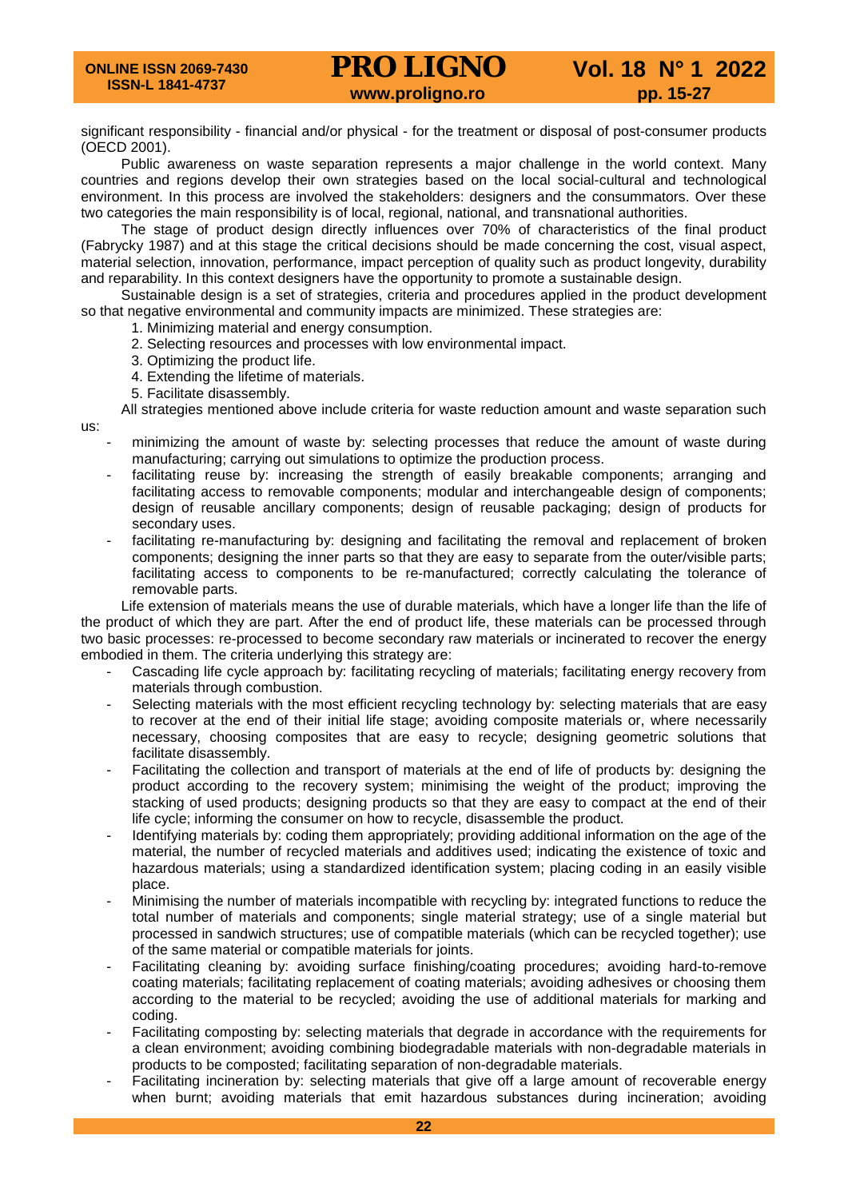significant responsibility - financial and/or physical - for the treatment or disposal of post-consumer products (OECD 2001).

Public awareness on waste separation represents a major challenge in the world context. Many countries and regions develop their own strategies based on the local social-cultural and technological environment. In this process are involved the stakeholders: designers and the consummators. Over these two categories the main responsibility is of local, regional, national, and transnational authorities.

The stage of product design directly influences over 70% of characteristics of the final product (Fabrycky 1987) and at this stage the critical decisions should be made concerning the cost, visual aspect, material selection, innovation, performance, impact perception of quality such as product longevity, durability and reparability. In this context designers have the opportunity to promote a sustainable design.

Sustainable design is a set of strategies, criteria and procedures applied in the product development so that negative environmental and community impacts are minimized. These strategies are:

1. Minimizing material and energy consumption.
2. Selecting resources and processes with low environmental impact.
3. Optimizing the product life.
4. Extending the lifetime of materials.
5. Facilitate disassembly.

All strategies mentioned above include criteria for waste reduction amount and waste separation such us:

- minimizing the amount of waste by: selecting processes that reduce the amount of waste during manufacturing; carrying out simulations to optimize the production process.
- facilitating reuse by: increasing the strength of easily breakable components; arranging and facilitating access to removable components; modular and interchangeable design of components; design of reusable ancillary components; design of reusable packaging; design of products for secondary uses.
- facilitating re-manufacturing by: designing and facilitating the removal and replacement of broken components; designing the inner parts so that they are easy to separate from the outer/visible parts; facilitating access to components to be re-manufactured; correctly calculating the tolerance of removable parts.

Life extension of materials means the use of durable materials, which have a longer life than the life of the product of which they are part. After the end of product life, these materials can be processed through two basic processes: re-processed to become secondary raw materials or incinerated to recover the energy embodied in them. The criteria underlying this strategy are:

- Cascading life cycle approach by: facilitating recycling of materials; facilitating energy recovery from materials through combustion.
- Selecting materials with the most efficient recycling technology by: selecting materials that are easy to recover at the end of their initial life stage; avoiding composite materials or, where necessarily necessary, choosing composites that are easy to recycle; designing geometric solutions that facilitate disassembly.
- Facilitating the collection and transport of materials at the end of life of products by: designing the product according to the recovery system; minimising the weight of the product; improving the stacking of used products; designing products so that they are easy to compact at the end of their life cycle; informing the consumer on how to recycle, disassemble the product.
- Identifying materials by: coding them appropriately; providing additional information on the age of the material, the number of recycled materials and additives used; indicating the existence of toxic and hazardous materials; using a standardized identification system; placing coding in an easily visible place.
- Minimising the number of materials incompatible with recycling by: integrated functions to reduce the total number of materials and components; single material strategy; use of a single material but processed in sandwich structures; use of compatible materials (which can be recycled together); use of the same material or compatible materials for joints.
- Facilitating cleaning by: avoiding surface finishing/coating procedures; avoiding hard-to-remove coating materials; facilitating replacement of coating materials; avoiding adhesives or choosing them according to the material to be recycled; avoiding the use of additional materials for marking and coding.
- Facilitating composting by: selecting materials that degrade in accordance with the requirements for a clean environment; avoiding combining biodegradable materials with non-degradable materials in products to be composted; facilitating separation of non-degradable materials.
- Facilitating incineration by: selecting materials that give off a large amount of recoverable energy when burnt; avoiding materials that emit hazardous substances during incineration; avoiding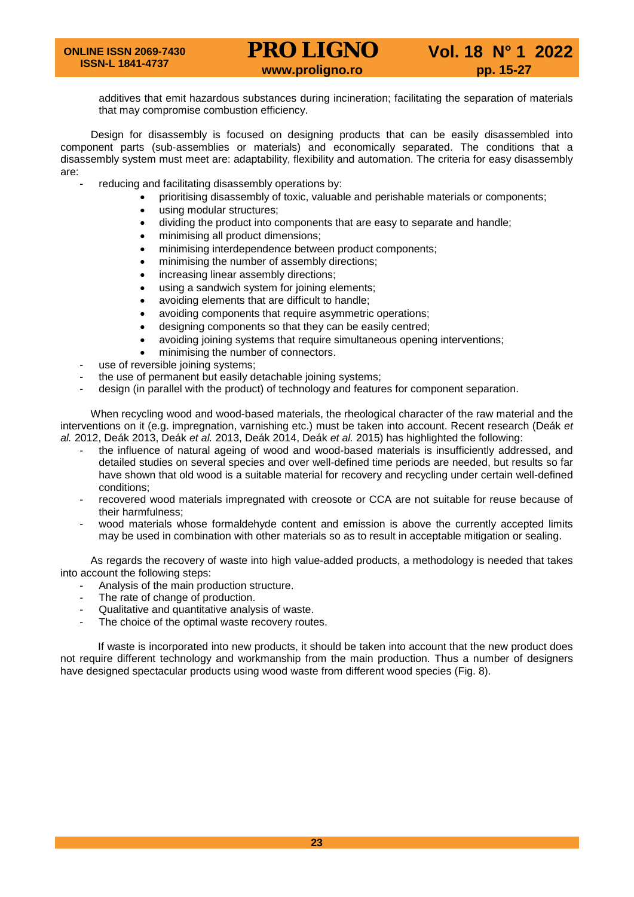additives that emit hazardous substances during incineration; facilitating the separation of materials that may compromise combustion efficiency.

Design for disassembly is focused on designing products that can be easily disassembled into component parts (sub-assemblies or materials) and economically separated. The conditions that a disassembly system must meet are: adaptability, flexibility and automation. The criteria for easy disassembly are:

- reducing and facilitating disassembly operations by:
  - prioritising disassembly of toxic, valuable and perishable materials or components;
  - using modular structures;
  - dividing the product into components that are easy to separate and handle;
  - minimising all product dimensions;
  - minimising interdependence between product components;
  - minimising the number of assembly directions;
  - increasing linear assembly directions;
  - using a sandwich system for joining elements;
  - avoiding elements that are difficult to handle;
  - avoiding components that require asymmetric operations;
  - designing components so that they can be easily centred;
  - avoiding joining systems that require simultaneous opening interventions;
  - minimising the number of connectors.
- use of reversible joining systems;
- the use of permanent but easily detachable joining systems;
- design (in parallel with the product) of technology and features for component separation.

When recycling wood and wood-based materials, the rheological character of the raw material and the interventions on it (e.g. impregnation, varnishing etc.) must be taken into account. Recent research (Deák *et al.* 2012, Deák 2013, Deák *et al.* 2013, Deák 2014, Deák *et al.* 2015) has highlighted the following:

- the influence of natural ageing of wood and wood-based materials is insufficiently addressed, and detailed studies on several species and over well-defined time periods are needed, but results so far have shown that old wood is a suitable material for recovery and recycling under certain well-defined conditions;
- recovered wood materials impregnated with creosote or CCA are not suitable for reuse because of their harmfulness;
- wood materials whose formaldehyde content and emission is above the currently accepted limits may be used in combination with other materials so as to result in acceptable mitigation or sealing.

As regards the recovery of waste into high value-added products, a methodology is needed that takes into account the following steps:

- Analysis of the main production structure.
- The rate of change of production.
- Qualitative and quantitative analysis of waste.
- The choice of the optimal waste recovery routes.

If waste is incorporated into new products, it should be taken into account that the new product does not require different technology and workmanship from the main production. Thus a number of designers have designed spectacular products using wood waste from different wood species (Fig. 8).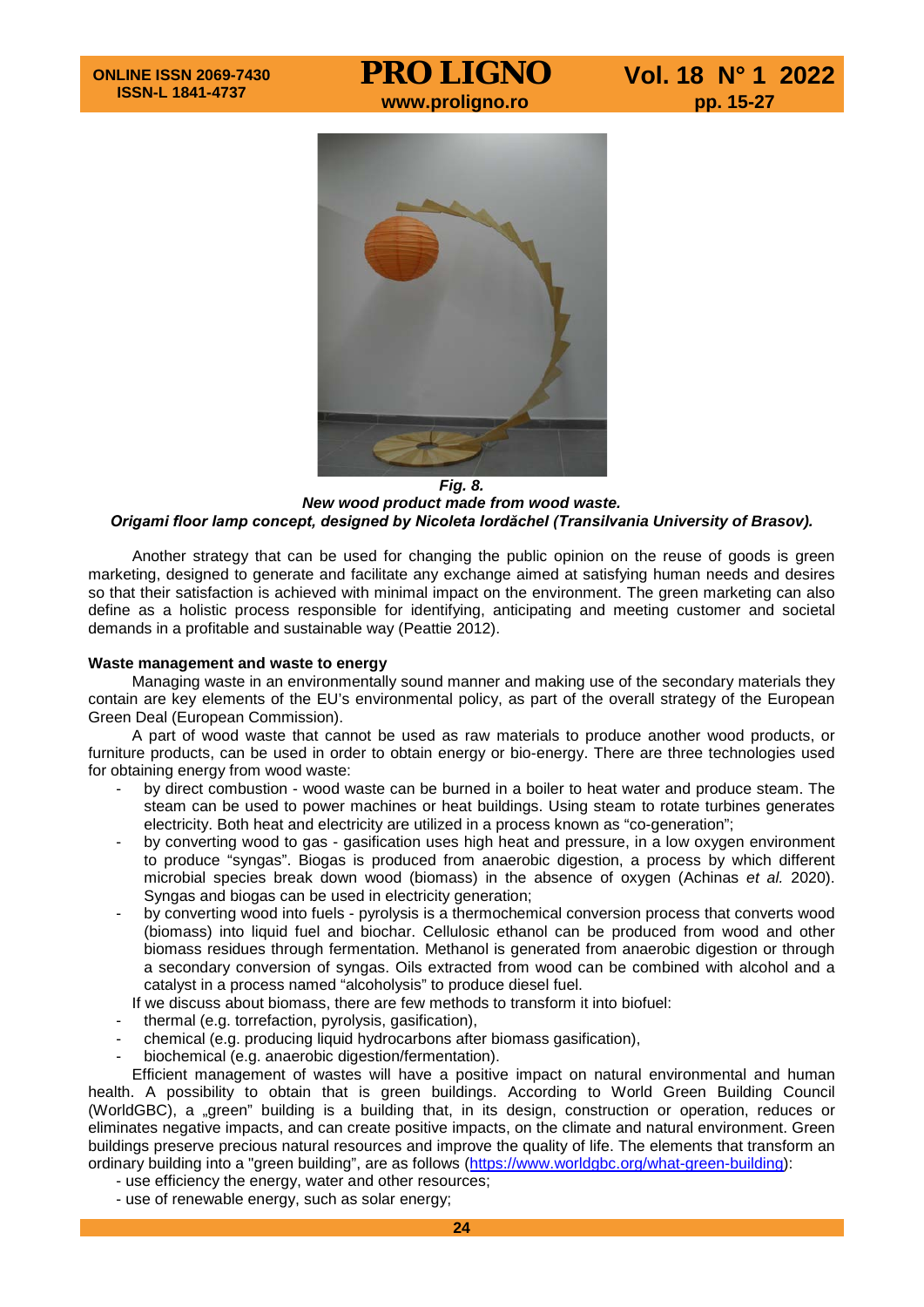*Fig. 8.*
***New wood product made from wood waste.***
***Origami floor lamp concept, designed by Nicoleta Iordăchel (Transilvania University of Brasov).***

Another strategy that can be used for changing the public opinion on the reuse of goods is green marketing, designed to generate and facilitate any exchange aimed at satisfying human needs and desires so that their satisfaction is achieved with minimal impact on the environment. The green marketing can also define as a holistic process responsible for identifying, anticipating and meeting customer and societal demands in a profitable and sustainable way (Peattie 2012).

**Waste management and waste to energy**

Managing waste in an environmentally sound manner and making use of the secondary materials they contain are key elements of the EU's environmental policy, as part of the overall strategy of the European Green Deal (European Commission).

A part of wood waste that cannot be used as raw materials to produce another wood products, or furniture products, can be used in order to obtain energy or bio-energy. There are three technologies used for obtaining energy from wood waste:

- by direct combustion - wood waste can be burned in a boiler to heat water and produce steam. The steam can be used to power machines or heat buildings. Using steam to rotate turbines generates electricity. Both heat and electricity are utilized in a process known as "co-generation";
- by converting wood to gas - gasification uses high heat and pressure, in a low oxygen environment to produce "syngas". Biogas is produced from anaerobic digestion, a process by which different microbial species break down wood (biomass) in the absence of oxygen (Achinas *et al.* 2020). Syngas and biogas can be used in electricity generation;
- by converting wood into fuels - pyrolysis is a thermochemical conversion process that converts wood (biomass) into liquid fuel and biochar. Cellulosic ethanol can be produced from wood and other biomass residues through fermentation. Methanol is generated from anaerobic digestion or through a secondary conversion of syngas. Oils extracted from wood can be combined with alcohol and a catalyst in a process named "alcoholysis" to produce diesel fuel.

If we discuss about biomass, there are few methods to transform it into biofuel:

- thermal (e.g. torrefaction, pyrolysis, gasification),
- chemical (e.g. producing liquid hydrocarbons after biomass gasification),
- biochemical (e.g. anaerobic digestion/fermentation).

Efficient management of wastes will have a positive impact on natural environmental and human health. A possibility to obtain that is green buildings. According to World Green Building Council (WorldGBC), a „green" building is a building that, in its design, construction or operation, reduces or eliminates negative impacts, and can create positive impacts, on the climate and natural environment. Green buildings preserve precious natural resources and improve the quality of life. The elements that transform an ordinary building into a "green building", are as follows (https://www.worldgbc.org/what-green-building):

- use efficiency the energy, water and other resources;
- use of renewable energy, such as solar energy;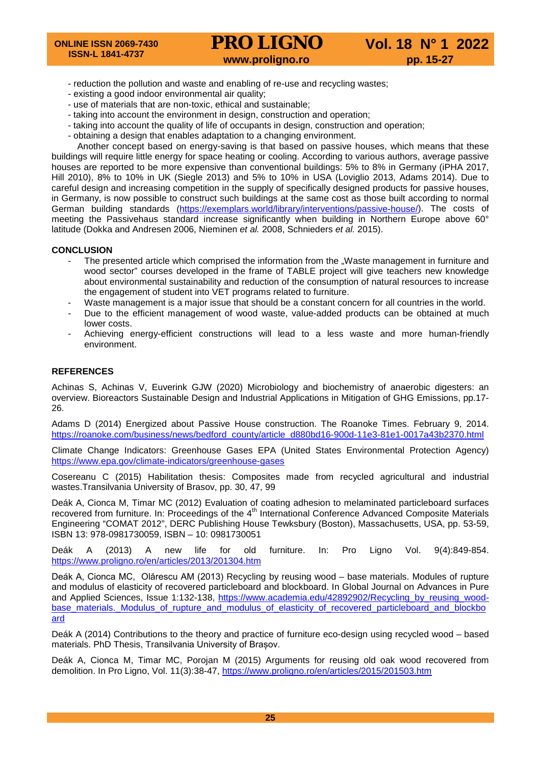- reduction the pollution and waste and enabling of re-use and recycling wastes;
- existing a good indoor environmental air quality;
- use of materials that are non-toxic, ethical and sustainable;
- taking into account the environment in design, construction and operation;
- taking into account the quality of life of occupants in design, construction and operation;
- obtaining a design that enables adaptation to a changing environment.

Another concept based on energy-saving is that based on passive houses, which means that these buildings will require little energy for space heating or cooling. According to various authors, average passive houses are reported to be more expensive than conventional buildings: 5% to 8% in Germany (iPHA 2017, Hill 2010), 8% to 10% in UK (Siegle 2013) and 5% to 10% in USA (Loviglio 2013, Adams 2014). Due to careful design and increasing competition in the supply of specifically designed products for passive houses, in Germany, is now possible to construct such buildings at the same cost as those built according to normal German building standards (https://exemplars.world/library/interventions/passive-house/). The costs of meeting the Passivehaus standard increase significantly when building in Northern Europe above 60° latitude (Dokka and Andresen 2006, Nieminen *et al.* 2008, Schnieders *et al.* 2015).

## CONCLUSION

- The presented article which comprised the information from the „Waste management in furniture and wood sector" courses developed in the frame of TABLE project will give teachers new knowledge about environmental sustainability and reduction of the consumption of natural resources to increase the engagement of student into VET programs related to furniture.
- Waste management is a major issue that should be a constant concern for all countries in the world.
- Due to the efficient management of wood waste, value-added products can be obtained at much lower costs.
- Achieving energy-efficient constructions will lead to a less waste and more human-friendly environment.

## REFERENCES

Achinas S, Achinas V, Euverink GJW (2020) Microbiology and biochemistry of anaerobic digesters: an overview. Bioreactors Sustainable Design and Industrial Applications in Mitigation of GHG Emissions, pp.17-26.

Adams D (2014) Energized about Passive House construction. The Roanoke Times. February 9, 2014. https://roanoke.com/business/news/bedford_county/article_d880bd16-900d-11e3-81e1-0017a43b2370.html

Climate Change Indicators: Greenhouse Gases EPA (United States Environmental Protection Agency) https://www.epa.gov/climate-indicators/greenhouse-gases

Cosereanu C (2015) Habilitation thesis: Composites made from recycled agricultural and industrial wastes.Transilvania University of Brasov, pp. 30, 47, 99

Deák A, Cionca M, Timar MC (2012) Evaluation of coating adhesion to melaminated particleboard surfaces recovered from furniture. In: Proceedings of the 4th International Conference Advanced Composite Materials Engineering "COMAT 2012", DERC Publishing House Tewksbury (Boston), Massachusetts, USA, pp. 53-59, ISBN 13: 978-0981730059, ISBN – 10: 0981730051

Deák A (2013) A new life for old furniture. In: Pro Ligno Vol. 9(4):849-854. https://www.proligno.ro/en/articles/2013/201304.htm

Deák A, Cionca MC, Olărescu AM (2013) Recycling by reusing wood – base materials. Modules of rupture and modulus of elasticity of recovered particleboard and blockboard. In Global Journal on Advances in Pure and Applied Sciences, Issue 1:132-138, https://www.academia.edu/42892902/Recycling_by_reusing_wood-base_materials._Modulus_of_rupture_and_modulus_of_elasticity_of_recovered_particleboard_and_blockboard

Deák A (2014) Contributions to the theory and practice of furniture eco-design using recycled wood – based materials. PhD Thesis, Transilvania University of Brașov.

Deák A, Cionca M, Timar MC, Porojan M (2015) Arguments for reusing old oak wood recovered from demolition. In Pro Ligno, Vol. 11(3):38-47, https://www.proligno.ro/en/articles/2015/201503.htm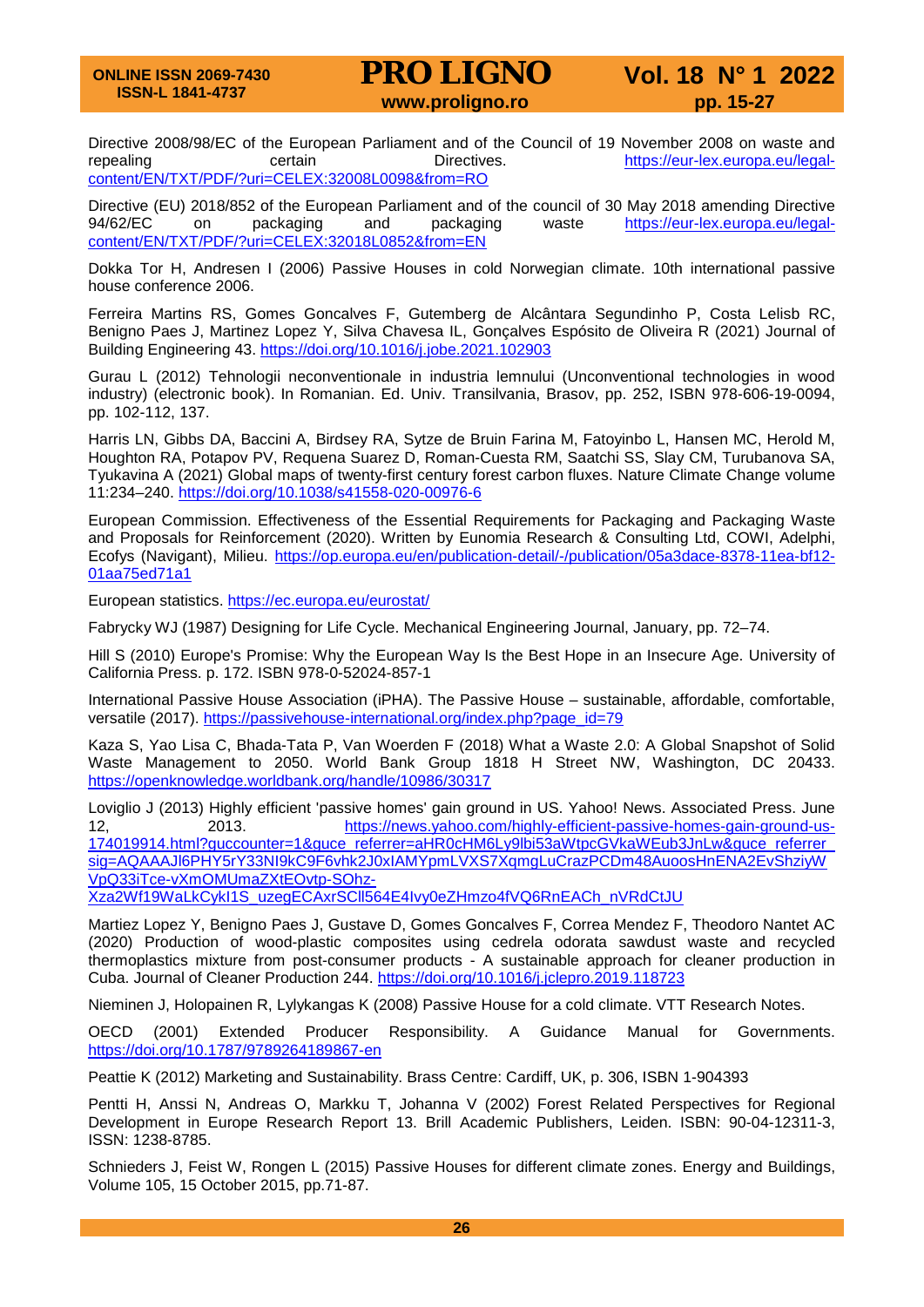Directive 2008/98/EC of the European Parliament and of the Council of 19 November 2008 on waste and repealing certain Directives. https://eur-lex.europa.eu/legal-content/EN/TXT/PDF/?uri=CELEX:32008L0098&from=RO

Directive (EU) 2018/852 of the European Parliament and of the council of 30 May 2018 amending Directive 94/62/EC on packaging and packaging waste https://eur-lex.europa.eu/legal-content/EN/TXT/PDF/?uri=CELEX:32018L0852&from=EN

Dokka Tor H, Andresen I (2006) Passive Houses in cold Norwegian climate. 10th international passive house conference 2006.

Ferreira Martins RS, Gomes Goncalves F, Gutemberg de Alcântara Segundinho P, Costa Lelisb RC, Benigno Paes J, Martinez Lopez Y, Silva Chavesa IL, Gonçalves Espósito de Oliveira R (2021) Journal of Building Engineering 43. https://doi.org/10.1016/j.jobe.2021.102903

Gurau L (2012) Tehnologii neconventionale in industria lemnului (Unconventional technologies in wood industry) (electronic book). In Romanian. Ed. Univ. Transilvania, Brasov, pp. 252, ISBN 978-606-19-0094, pp. 102-112, 137.

Harris LN, Gibbs DA, Baccini A, Birdsey RA, Sytze de Bruin Farina M, Fatoyinbo L, Hansen MC, Herold M, Houghton RA, Potapov PV, Requena Suarez D, Roman-Cuesta RM, Saatchi SS, Slay CM, Turubanova SA, Tyukavina A (2021) Global maps of twenty-first century forest carbon fluxes. Nature Climate Change volume 11:234–240. https://doi.org/10.1038/s41558-020-00976-6

European Commission. Effectiveness of the Essential Requirements for Packaging and Packaging Waste and Proposals for Reinforcement (2020). Written by Eunomia Research & Consulting Ltd, COWI, Adelphi, Ecofys (Navigant), Milieu. https://op.europa.eu/en/publication-detail/-/publication/05a3dace-8378-11ea-bf12-01aa75ed71a1

European statistics. https://ec.europa.eu/eurostat/

Fabrycky WJ (1987) Designing for Life Cycle. Mechanical Engineering Journal, January, pp. 72–74.

Hill S (2010) Europe's Promise: Why the European Way Is the Best Hope in an Insecure Age. University of California Press. p. 172. ISBN 978-0-52024-857-1

International Passive House Association (iPHA). The Passive House – sustainable, affordable, comfortable, versatile (2017). https://passivehouse-international.org/index.php?page_id=79

Kaza S, Yao Lisa C, Bhada-Tata P, Van Woerden F (2018) What a Waste 2.0: A Global Snapshot of Solid Waste Management to 2050. World Bank Group 1818 H Street NW, Washington, DC 20433. https://openknowledge.worldbank.org/handle/10986/30317

Loviglio J (2013) Highly efficient 'passive homes' gain ground in US. Yahoo! News. Associated Press. June 12, 2013. https://news.yahoo.com/highly-efficient-passive-homes-gain-ground-us-174019914.html?guccounter=1&guce_referrer=aHR0cHM6Ly9lbi53aWtpcGVkaWEub3JnLw&guce_referrer_sig=AQAAAJl6PHY5rY33NI9kC9F6vhk2J0xIAMYpmLVXS7XqmgLuCrazPCDm48AuoosHnENA2EvShziyWVpQ33iTce-vXmOMUmaZXtEOvtp-SOhz-Xza2Wf19WaLkCykI1S_uzegECAxrSCll564E4Ivy0eZHmzo4fVQ6RnEACh_nVRdCtJU

Martiez Lopez Y, Benigno Paes J, Gustave D, Gomes Goncalves F, Correa Mendez F, Theodoro Nantet AC (2020) Production of wood-plastic composites using cedrela odorata sawdust waste and recycled thermoplastics mixture from post-consumer products - A sustainable approach for cleaner production in Cuba. Journal of Cleaner Production 244. https://doi.org/10.1016/j.jclepro.2019.118723

Nieminen J, Holopainen R, Lylykangas K (2008) Passive House for a cold climate. VTT Research Notes.

OECD (2001) Extended Producer Responsibility. A Guidance Manual for Governments. https://doi.org/10.1787/9789264189867-en

Peattie K (2012) Marketing and Sustainability. Brass Centre: Cardiff, UK, p. 306, ISBN 1-904393

Pentti H, Anssi N, Andreas O, Markku T, Johanna V (2002) Forest Related Perspectives for Regional Development in Europe Research Report 13. Brill Academic Publishers, Leiden. ISBN: 90-04-12311-3, ISSN: 1238-8785.

Schnieders J, Feist W, Rongen L (2015) Passive Houses for different climate zones. Energy and Buildings, Volume 105, 15 October 2015, pp.71-87.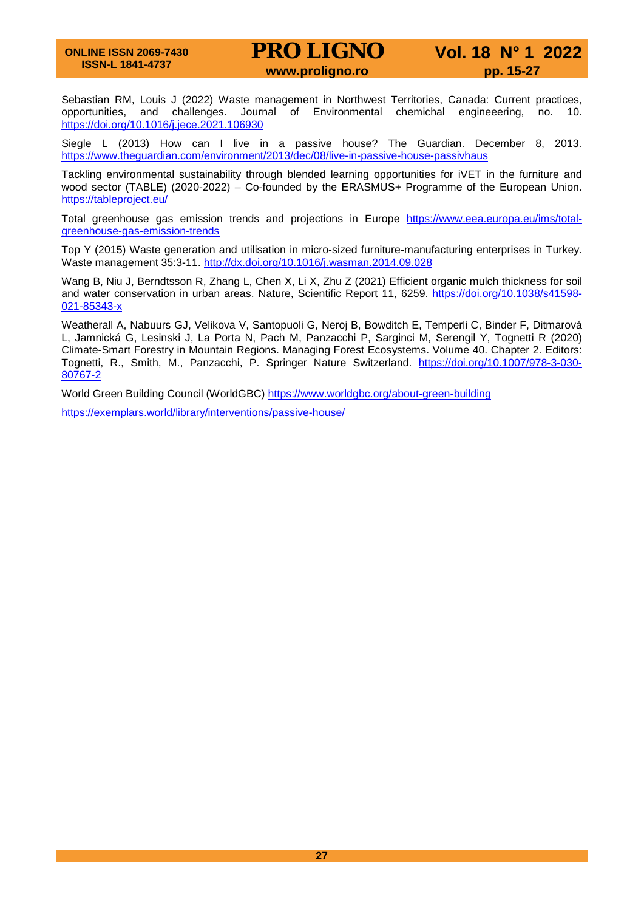Sebastian RM, Louis J (2022) Waste management in Northwest Territories, Canada: Current practices, opportunities, and challenges. Journal of Environmental chemichal engineeering, no. 10. https://doi.org/10.1016/j.jece.2021.106930

Siegle L (2013) How can I live in a passive house? The Guardian. December 8, 2013. https://www.theguardian.com/environment/2013/dec/08/live-in-passive-house-passivhaus

Tackling environmental sustainability through blended learning opportunities for iVET in the furniture and wood sector (TABLE) (2020-2022) – Co-founded by the ERASMUS+ Programme of the European Union. https://tableproject.eu/

Total greenhouse gas emission trends and projections in Europe https://www.eea.europa.eu/ims/total-greenhouse-gas-emission-trends

Top Y (2015) Waste generation and utilisation in micro-sized furniture-manufacturing enterprises in Turkey. Waste management 35:3-11. http://dx.doi.org/10.1016/j.wasman.2014.09.028

Wang B, Niu J, Berndtsson R, Zhang L, Chen X, Li X, Zhu Z (2021) Efficient organic mulch thickness for soil and water conservation in urban areas. Nature, Scientific Report 11, 6259. https://doi.org/10.1038/s41598-021-85343-x

Weatherall A, Nabuurs GJ, Velikova V, Santopuoli G, Neroj B, Bowditch E, Temperli C, Binder F, Ditmarová L, Jamnická G, Lesinski J, La Porta N, Pach M, Panzacchi P, Sarginci M, Serengil Y, Tognetti R (2020) Climate-Smart Forestry in Mountain Regions. Managing Forest Ecosystems. Volume 40. Chapter 2. Editors: Tognetti, R., Smith, M., Panzacchi, P. Springer Nature Switzerland. https://doi.org/10.1007/978-3-030-80767-2

World Green Building Council (WorldGBC) https://www.worldgbc.org/about-green-building

https://exemplars.world/library/interventions/passive-house/